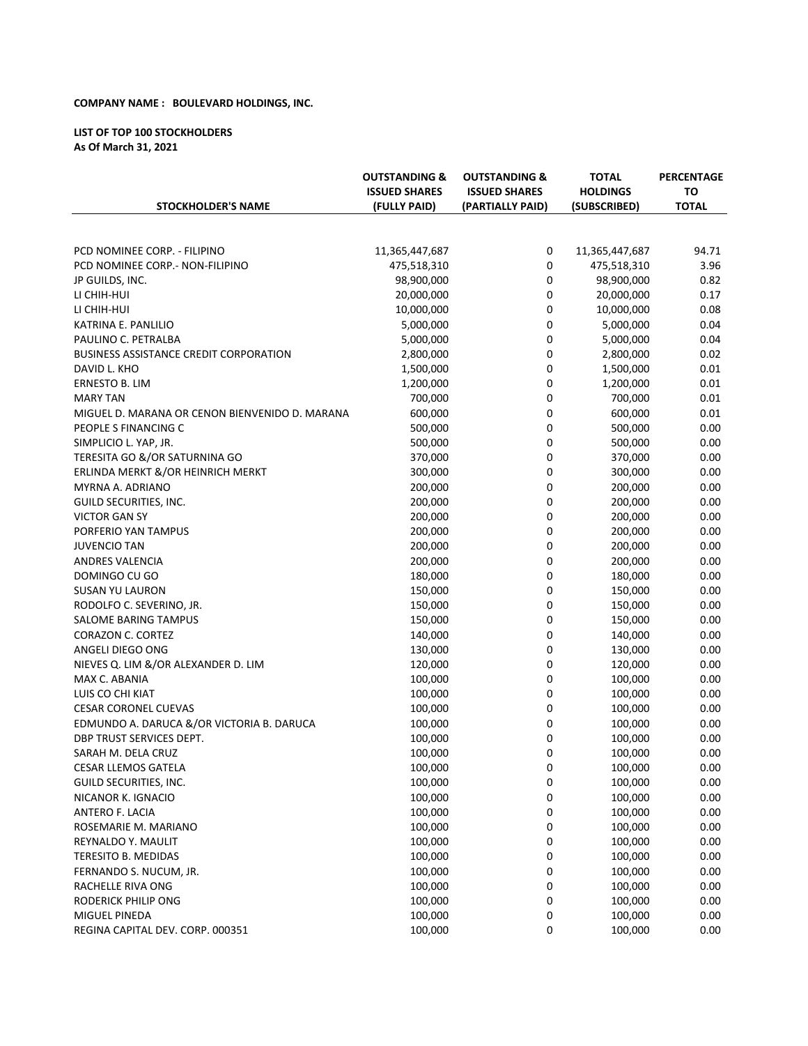**COMPANY NAME : BOULEVARD HOLDINGS, INC.**

**LIST OF TOP 100 STOCKHOLDERS**
**As Of March 31, 2021**

| STOCKHOLDER'S NAME | OUTSTANDING & ISSUED SHARES (FULLY PAID) | OUTSTANDING & ISSUED SHARES (PARTIALLY PAID) | TOTAL HOLDINGS (SUBSCRIBED) | PERCENTAGE TO TOTAL |
|---|---|---|---|---|
| PCD NOMINEE CORP. - FILIPINO | 11,365,447,687 | 0 | 11,365,447,687 | 94.71 |
| PCD NOMINEE CORP.- NON-FILIPINO | 475,518,310 | 0 | 475,518,310 | 3.96 |
| JP GUILDS, INC. | 98,900,000 | 0 | 98,900,000 | 0.82 |
| LI CHIH-HUI | 20,000,000 | 0 | 20,000,000 | 0.17 |
| LI CHIH-HUI | 10,000,000 | 0 | 10,000,000 | 0.08 |
| KATRINA E. PANLILIO | 5,000,000 | 0 | 5,000,000 | 0.04 |
| PAULINO C. PETRALBA | 5,000,000 | 0 | 5,000,000 | 0.04 |
| BUSINESS ASSISTANCE CREDIT CORPORATION | 2,800,000 | 0 | 2,800,000 | 0.02 |
| DAVID L. KHO | 1,500,000 | 0 | 1,500,000 | 0.01 |
| ERNESTO B. LIM | 1,200,000 | 0 | 1,200,000 | 0.01 |
| MARY TAN | 700,000 | 0 | 700,000 | 0.01 |
| MIGUEL D. MARANA OR CENON BIENVENIDO D. MARANA | 600,000 | 0 | 600,000 | 0.01 |
| PEOPLE S FINANCING C | 500,000 | 0 | 500,000 | 0.00 |
| SIMPLICIO L. YAP, JR. | 500,000 | 0 | 500,000 | 0.00 |
| TERESITA GO &/OR SATURNINA GO | 370,000 | 0 | 370,000 | 0.00 |
| ERLINDA MERKT &/OR HEINRICH MERKT | 300,000 | 0 | 300,000 | 0.00 |
| MYRNA A. ADRIANO | 200,000 | 0 | 200,000 | 0.00 |
| GUILD SECURITIES, INC. | 200,000 | 0 | 200,000 | 0.00 |
| VICTOR GAN SY | 200,000 | 0 | 200,000 | 0.00 |
| PORFERIO YAN TAMPUS | 200,000 | 0 | 200,000 | 0.00 |
| JUVENCIO TAN | 200,000 | 0 | 200,000 | 0.00 |
| ANDRES VALENCIA | 200,000 | 0 | 200,000 | 0.00 |
| DOMINGO CU GO | 180,000 | 0 | 180,000 | 0.00 |
| SUSAN YU LAURON | 150,000 | 0 | 150,000 | 0.00 |
| RODOLFO C. SEVERINO, JR. | 150,000 | 0 | 150,000 | 0.00 |
| SALOME BARING TAMPUS | 150,000 | 0 | 150,000 | 0.00 |
| CORAZON C. CORTEZ | 140,000 | 0 | 140,000 | 0.00 |
| ANGELI DIEGO ONG | 130,000 | 0 | 130,000 | 0.00 |
| NIEVES Q. LIM &/OR ALEXANDER D. LIM | 120,000 | 0 | 120,000 | 0.00 |
| MAX C. ABANIA | 100,000 | 0 | 100,000 | 0.00 |
| LUIS CO CHI KIAT | 100,000 | 0 | 100,000 | 0.00 |
| CESAR CORONEL CUEVAS | 100,000 | 0 | 100,000 | 0.00 |
| EDMUNDO A. DARUCA &/OR VICTORIA B. DARUCA | 100,000 | 0 | 100,000 | 0.00 |
| DBP TRUST SERVICES DEPT. | 100,000 | 0 | 100,000 | 0.00 |
| SARAH M. DELA CRUZ | 100,000 | 0 | 100,000 | 0.00 |
| CESAR LLEMOS GATELA | 100,000 | 0 | 100,000 | 0.00 |
| GUILD SECURITIES, INC. | 100,000 | 0 | 100,000 | 0.00 |
| NICANOR K. IGNACIO | 100,000 | 0 | 100,000 | 0.00 |
| ANTERO F. LACIA | 100,000 | 0 | 100,000 | 0.00 |
| ROSEMARIE M. MARIANO | 100,000 | 0 | 100,000 | 0.00 |
| REYNALDO Y. MAULIT | 100,000 | 0 | 100,000 | 0.00 |
| TERESITO B. MEDIDAS | 100,000 | 0 | 100,000 | 0.00 |
| FERNANDO S. NUCUM, JR. | 100,000 | 0 | 100,000 | 0.00 |
| RACHELLE RIVA ONG | 100,000 | 0 | 100,000 | 0.00 |
| RODERICK PHILIP ONG | 100,000 | 0 | 100,000 | 0.00 |
| MIGUEL PINEDA | 100,000 | 0 | 100,000 | 0.00 |
| REGINA CAPITAL DEV. CORP. 000351 | 100,000 | 0 | 100,000 | 0.00 |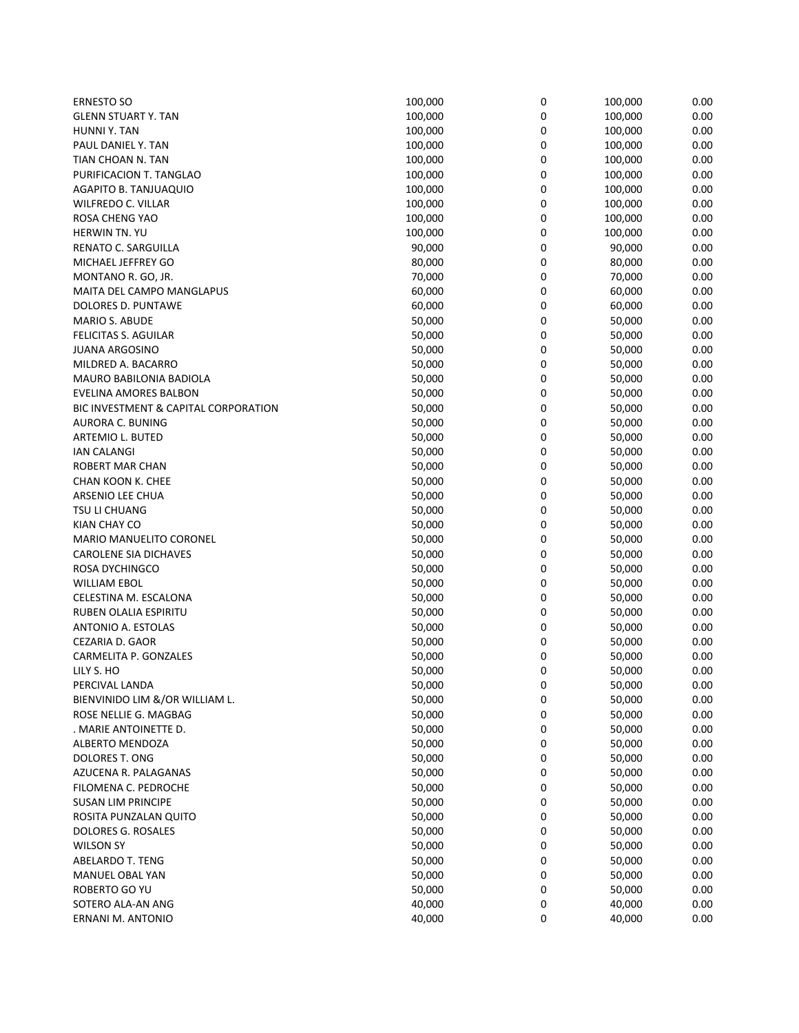| | | | | |
|---|---|---|---|---|
| ERNESTO SO | 100,000 | 0 | 100,000 | 0.00 |
| GLENN STUART Y. TAN | 100,000 | 0 | 100,000 | 0.00 |
| HUNNI Y. TAN | 100,000 | 0 | 100,000 | 0.00 |
| PAUL DANIEL Y. TAN | 100,000 | 0 | 100,000 | 0.00 |
| TIAN CHOAN N. TAN | 100,000 | 0 | 100,000 | 0.00 |
| PURIFICACION T. TANGLAO | 100,000 | 0 | 100,000 | 0.00 |
| AGAPITO B. TANJUAQUIO | 100,000 | 0 | 100,000 | 0.00 |
| WILFREDO C. VILLAR | 100,000 | 0 | 100,000 | 0.00 |
| ROSA CHENG YAO | 100,000 | 0 | 100,000 | 0.00 |
| HERWIN TN. YU | 100,000 | 0 | 100,000 | 0.00 |
| RENATO C. SARGUILLA | 90,000 | 0 | 90,000 | 0.00 |
| MICHAEL JEFFREY GO | 80,000 | 0 | 80,000 | 0.00 |
| MONTANO R. GO, JR. | 70,000 | 0 | 70,000 | 0.00 |
| MAITA DEL CAMPO MANGLAPUS | 60,000 | 0 | 60,000 | 0.00 |
| DOLORES D. PUNTAWE | 60,000 | 0 | 60,000 | 0.00 |
| MARIO S. ABUDE | 50,000 | 0 | 50,000 | 0.00 |
| FELICITAS S. AGUILAR | 50,000 | 0 | 50,000 | 0.00 |
| JUANA ARGOSINO | 50,000 | 0 | 50,000 | 0.00 |
| MILDRED A. BACARRO | 50,000 | 0 | 50,000 | 0.00 |
| MAURO BABILONIA BADIOLA | 50,000 | 0 | 50,000 | 0.00 |
| EVELINA AMORES BALBON | 50,000 | 0 | 50,000 | 0.00 |
| BIC INVESTMENT & CAPITAL CORPORATION | 50,000 | 0 | 50,000 | 0.00 |
| AURORA C. BUNING | 50,000 | 0 | 50,000 | 0.00 |
| ARTEMIO L. BUTED | 50,000 | 0 | 50,000 | 0.00 |
| IAN CALANGI | 50,000 | 0 | 50,000 | 0.00 |
| ROBERT MAR CHAN | 50,000 | 0 | 50,000 | 0.00 |
| CHAN KOON K. CHEE | 50,000 | 0 | 50,000 | 0.00 |
| ARSENIO LEE CHUA | 50,000 | 0 | 50,000 | 0.00 |
| TSU LI CHUANG | 50,000 | 0 | 50,000 | 0.00 |
| KIAN CHAY CO | 50,000 | 0 | 50,000 | 0.00 |
| MARIO MANUELITO CORONEL | 50,000 | 0 | 50,000 | 0.00 |
| CAROLENE SIA DICHAVES | 50,000 | 0 | 50,000 | 0.00 |
| ROSA DYCHINGCO | 50,000 | 0 | 50,000 | 0.00 |
| WILLIAM EBOL | 50,000 | 0 | 50,000 | 0.00 |
| CELESTINA M. ESCALONA | 50,000 | 0 | 50,000 | 0.00 |
| RUBEN OLALIA ESPIRITU | 50,000 | 0 | 50,000 | 0.00 |
| ANTONIO A. ESTOLAS | 50,000 | 0 | 50,000 | 0.00 |
| CEZARIA D. GAOR | 50,000 | 0 | 50,000 | 0.00 |
| CARMELITA P. GONZALES | 50,000 | 0 | 50,000 | 0.00 |
| LILY S. HO | 50,000 | 0 | 50,000 | 0.00 |
| PERCIVAL LANDA | 50,000 | 0 | 50,000 | 0.00 |
| BIENVINIDO LIM &/OR WILLIAM L. | 50,000 | 0 | 50,000 | 0.00 |
| ROSE NELLIE G. MAGBAG | 50,000 | 0 | 50,000 | 0.00 |
| . MARIE ANTOINETTE D. | 50,000 | 0 | 50,000 | 0.00 |
| ALBERTO MENDOZA | 50,000 | 0 | 50,000 | 0.00 |
| DOLORES T. ONG | 50,000 | 0 | 50,000 | 0.00 |
| AZUCENA R. PALAGANAS | 50,000 | 0 | 50,000 | 0.00 |
| FILOMENA C. PEDROCHE | 50,000 | 0 | 50,000 | 0.00 |
| SUSAN LIM PRINCIPE | 50,000 | 0 | 50,000 | 0.00 |
| ROSITA PUNZALAN QUITO | 50,000 | 0 | 50,000 | 0.00 |
| DOLORES G. ROSALES | 50,000 | 0 | 50,000 | 0.00 |
| WILSON SY | 50,000 | 0 | 50,000 | 0.00 |
| ABELARDO T. TENG | 50,000 | 0 | 50,000 | 0.00 |
| MANUEL OBAL YAN | 50,000 | 0 | 50,000 | 0.00 |
| ROBERTO GO YU | 50,000 | 0 | 50,000 | 0.00 |
| SOTERO ALA-AN ANG | 40,000 | 0 | 40,000 | 0.00 |
| ERNANI M. ANTONIO | 40,000 | 0 | 40,000 | 0.00 |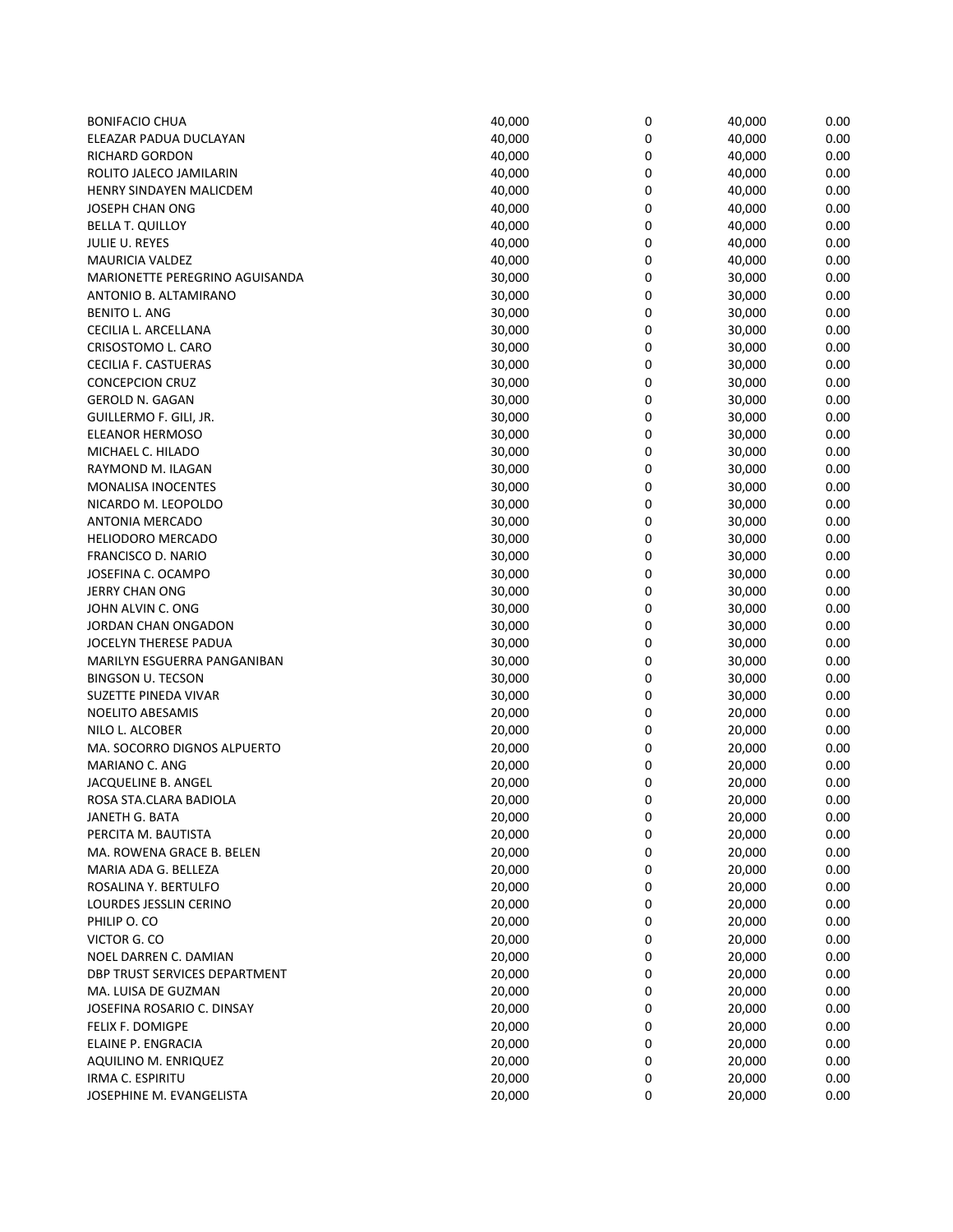| | | | | |
|---|---|---|---|---|
| BONIFACIO CHUA | 40,000 | 0 | 40,000 | 0.00 |
| ELEAZAR PADUA DUCLAYAN | 40,000 | 0 | 40,000 | 0.00 |
| RICHARD GORDON | 40,000 | 0 | 40,000 | 0.00 |
| ROLITO JALECO JAMILARIN | 40,000 | 0 | 40,000 | 0.00 |
| HENRY SINDAYEN MALICDEM | 40,000 | 0 | 40,000 | 0.00 |
| JOSEPH CHAN ONG | 40,000 | 0 | 40,000 | 0.00 |
| BELLA T. QUILLOY | 40,000 | 0 | 40,000 | 0.00 |
| JULIE U. REYES | 40,000 | 0 | 40,000 | 0.00 |
| MAURICIA VALDEZ | 40,000 | 0 | 40,000 | 0.00 |
| MARIONETTE PEREGRINO AGUISANDA | 30,000 | 0 | 30,000 | 0.00 |
| ANTONIO B. ALTAMIRANO | 30,000 | 0 | 30,000 | 0.00 |
| BENITO L. ANG | 30,000 | 0 | 30,000 | 0.00 |
| CECILIA L. ARCELLANA | 30,000 | 0 | 30,000 | 0.00 |
| CRISOSTOMO L. CARO | 30,000 | 0 | 30,000 | 0.00 |
| CECILIA F. CASTUERAS | 30,000 | 0 | 30,000 | 0.00 |
| CONCEPCION CRUZ | 30,000 | 0 | 30,000 | 0.00 |
| GEROLD N. GAGAN | 30,000 | 0 | 30,000 | 0.00 |
| GUILLERMO F. GILI, JR. | 30,000 | 0 | 30,000 | 0.00 |
| ELEANOR HERMOSO | 30,000 | 0 | 30,000 | 0.00 |
| MICHAEL C. HILADO | 30,000 | 0 | 30,000 | 0.00 |
| RAYMOND M. ILAGAN | 30,000 | 0 | 30,000 | 0.00 |
| MONALISA INOCENTES | 30,000 | 0 | 30,000 | 0.00 |
| NICARDO M. LEOPOLDO | 30,000 | 0 | 30,000 | 0.00 |
| ANTONIA MERCADO | 30,000 | 0 | 30,000 | 0.00 |
| HELIODORO MERCADO | 30,000 | 0 | 30,000 | 0.00 |
| FRANCISCO D. NARIO | 30,000 | 0 | 30,000 | 0.00 |
| JOSEFINA C. OCAMPO | 30,000 | 0 | 30,000 | 0.00 |
| JERRY CHAN ONG | 30,000 | 0 | 30,000 | 0.00 |
| JOHN ALVIN C. ONG | 30,000 | 0 | 30,000 | 0.00 |
| JORDAN CHAN ONGADON | 30,000 | 0 | 30,000 | 0.00 |
| JOCELYN THERESE PADUA | 30,000 | 0 | 30,000 | 0.00 |
| MARILYN ESGUERRA PANGANIBAN | 30,000 | 0 | 30,000 | 0.00 |
| BINGSON U. TECSON | 30,000 | 0 | 30,000 | 0.00 |
| SUZETTE PINEDA VIVAR | 30,000 | 0 | 30,000 | 0.00 |
| NOELITO ABESAMIS | 20,000 | 0 | 20,000 | 0.00 |
| NILO L. ALCOBER | 20,000 | 0 | 20,000 | 0.00 |
| MA. SOCORRO DIGNOS ALPUERTO | 20,000 | 0 | 20,000 | 0.00 |
| MARIANO C. ANG | 20,000 | 0 | 20,000 | 0.00 |
| JACQUELINE B. ANGEL | 20,000 | 0 | 20,000 | 0.00 |
| ROSA STA.CLARA BADIOLA | 20,000 | 0 | 20,000 | 0.00 |
| JANETH G. BATA | 20,000 | 0 | 20,000 | 0.00 |
| PERCITA M. BAUTISTA | 20,000 | 0 | 20,000 | 0.00 |
| MA. ROWENA GRACE B. BELEN | 20,000 | 0 | 20,000 | 0.00 |
| MARIA ADA G. BELLEZA | 20,000 | 0 | 20,000 | 0.00 |
| ROSALINA Y. BERTULFO | 20,000 | 0 | 20,000 | 0.00 |
| LOURDES JESSLIN CERINO | 20,000 | 0 | 20,000 | 0.00 |
| PHILIP O. CO | 20,000 | 0 | 20,000 | 0.00 |
| VICTOR G. CO | 20,000 | 0 | 20,000 | 0.00 |
| NOEL DARREN C. DAMIAN | 20,000 | 0 | 20,000 | 0.00 |
| DBP TRUST SERVICES DEPARTMENT | 20,000 | 0 | 20,000 | 0.00 |
| MA. LUISA DE GUZMAN | 20,000 | 0 | 20,000 | 0.00 |
| JOSEFINA ROSARIO C. DINSAY | 20,000 | 0 | 20,000 | 0.00 |
| FELIX F. DOMIGPE | 20,000 | 0 | 20,000 | 0.00 |
| ELAINE P. ENGRACIA | 20,000 | 0 | 20,000 | 0.00 |
| AQUILINO M. ENRIQUEZ | 20,000 | 0 | 20,000 | 0.00 |
| IRMA C. ESPIRITU | 20,000 | 0 | 20,000 | 0.00 |
| JOSEPHINE M. EVANGELISTA | 20,000 | 0 | 20,000 | 0.00 |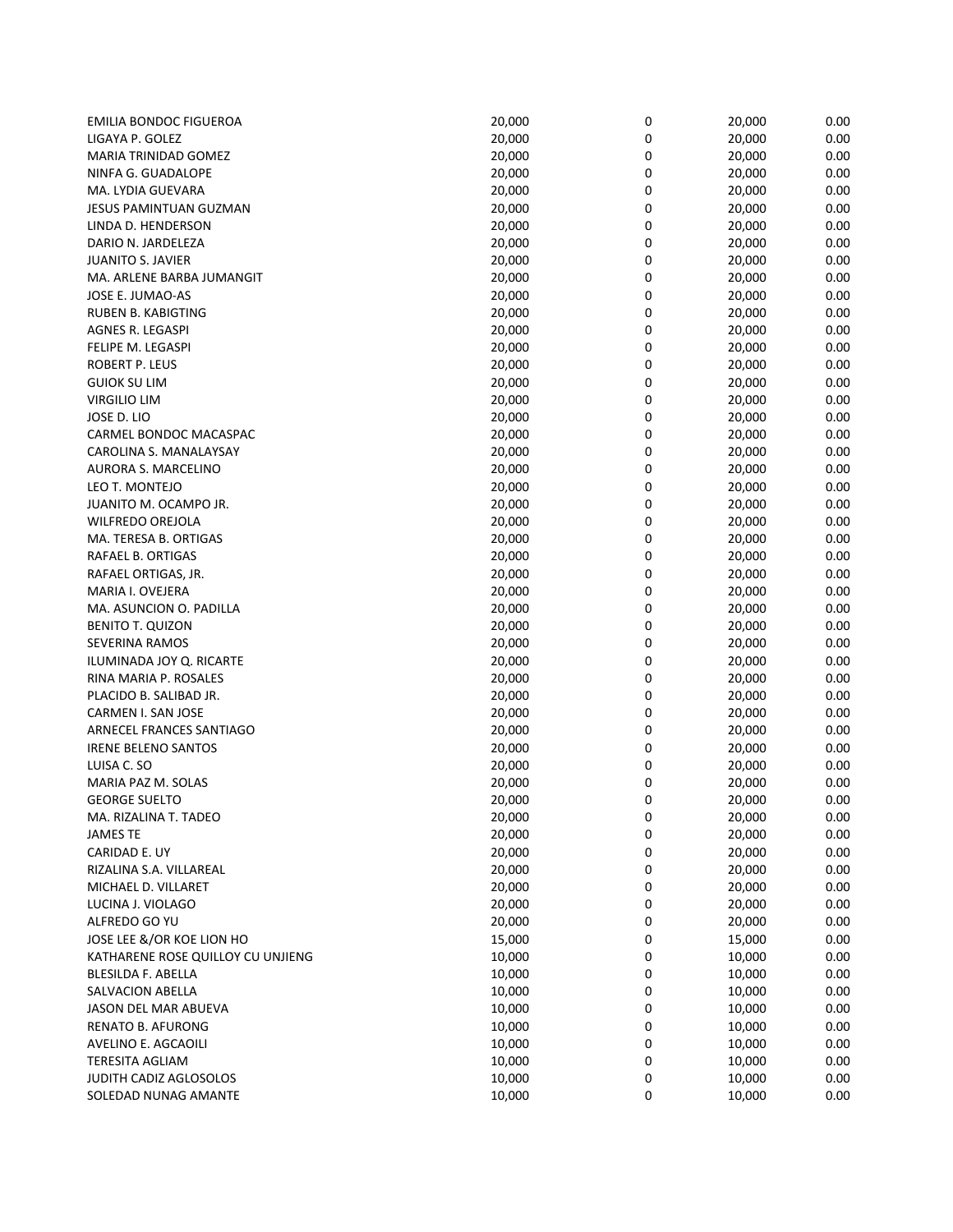| | | | | |
|---|---|---|---|---|
| EMILIA BONDOC FIGUEROA | 20,000 | 0 | 20,000 | 0.00 |
| LIGAYA P. GOLEZ | 20,000 | 0 | 20,000 | 0.00 |
| MARIA TRINIDAD GOMEZ | 20,000 | 0 | 20,000 | 0.00 |
| NINFA G. GUADALOPE | 20,000 | 0 | 20,000 | 0.00 |
| MA. LYDIA GUEVARA | 20,000 | 0 | 20,000 | 0.00 |
| JESUS PAMINTUAN GUZMAN | 20,000 | 0 | 20,000 | 0.00 |
| LINDA D. HENDERSON | 20,000 | 0 | 20,000 | 0.00 |
| DARIO N. JARDELEZA | 20,000 | 0 | 20,000 | 0.00 |
| JUANITO S. JAVIER | 20,000 | 0 | 20,000 | 0.00 |
| MA. ARLENE BARBA JUMANGIT | 20,000 | 0 | 20,000 | 0.00 |
| JOSE E. JUMAO-AS | 20,000 | 0 | 20,000 | 0.00 |
| RUBEN B. KABIGTING | 20,000 | 0 | 20,000 | 0.00 |
| AGNES R. LEGASPI | 20,000 | 0 | 20,000 | 0.00 |
| FELIPE M. LEGASPI | 20,000 | 0 | 20,000 | 0.00 |
| ROBERT P. LEUS | 20,000 | 0 | 20,000 | 0.00 |
| GUIOK SU LIM | 20,000 | 0 | 20,000 | 0.00 |
| VIRGILIO LIM | 20,000 | 0 | 20,000 | 0.00 |
| JOSE D. LIO | 20,000 | 0 | 20,000 | 0.00 |
| CARMEL BONDOC MACASPAC | 20,000 | 0 | 20,000 | 0.00 |
| CAROLINA S. MANALAYSAY | 20,000 | 0 | 20,000 | 0.00 |
| AURORA S. MARCELINO | 20,000 | 0 | 20,000 | 0.00 |
| LEO T. MONTEJO | 20,000 | 0 | 20,000 | 0.00 |
| JUANITO M. OCAMPO JR. | 20,000 | 0 | 20,000 | 0.00 |
| WILFREDO OREJOLA | 20,000 | 0 | 20,000 | 0.00 |
| MA. TERESA B. ORTIGAS | 20,000 | 0 | 20,000 | 0.00 |
| RAFAEL B. ORTIGAS | 20,000 | 0 | 20,000 | 0.00 |
| RAFAEL ORTIGAS, JR. | 20,000 | 0 | 20,000 | 0.00 |
| MARIA I. OVEJERA | 20,000 | 0 | 20,000 | 0.00 |
| MA. ASUNCION O. PADILLA | 20,000 | 0 | 20,000 | 0.00 |
| BENITO T. QUIZON | 20,000 | 0 | 20,000 | 0.00 |
| SEVERINA RAMOS | 20,000 | 0 | 20,000 | 0.00 |
| ILUMINADA JOY Q. RICARTE | 20,000 | 0 | 20,000 | 0.00 |
| RINA MARIA P. ROSALES | 20,000 | 0 | 20,000 | 0.00 |
| PLACIDO B. SALIBAD JR. | 20,000 | 0 | 20,000 | 0.00 |
| CARMEN I. SAN JOSE | 20,000 | 0 | 20,000 | 0.00 |
| ARNECEL FRANCES SANTIAGO | 20,000 | 0 | 20,000 | 0.00 |
| IRENE BELENO SANTOS | 20,000 | 0 | 20,000 | 0.00 |
| LUISA C. SO | 20,000 | 0 | 20,000 | 0.00 |
| MARIA PAZ M. SOLAS | 20,000 | 0 | 20,000 | 0.00 |
| GEORGE SUELTO | 20,000 | 0 | 20,000 | 0.00 |
| MA. RIZALINA T. TADEO | 20,000 | 0 | 20,000 | 0.00 |
| JAMES TE | 20,000 | 0 | 20,000 | 0.00 |
| CARIDAD E. UY | 20,000 | 0 | 20,000 | 0.00 |
| RIZALINA S.A. VILLAREAL | 20,000 | 0 | 20,000 | 0.00 |
| MICHAEL D. VILLARET | 20,000 | 0 | 20,000 | 0.00 |
| LUCINA J. VIOLAGO | 20,000 | 0 | 20,000 | 0.00 |
| ALFREDO GO YU | 20,000 | 0 | 20,000 | 0.00 |
| JOSE LEE &/OR KOE LION HO | 15,000 | 0 | 15,000 | 0.00 |
| KATHARENE ROSE QUILLOY CU UNJIENG | 10,000 | 0 | 10,000 | 0.00 |
| BLESILDA F. ABELLA | 10,000 | 0 | 10,000 | 0.00 |
| SALVACION ABELLA | 10,000 | 0 | 10,000 | 0.00 |
| JASON DEL MAR ABUEVA | 10,000 | 0 | 10,000 | 0.00 |
| RENATO B. AFURONG | 10,000 | 0 | 10,000 | 0.00 |
| AVELINO E. AGCAOILI | 10,000 | 0 | 10,000 | 0.00 |
| TERESITA AGLIAM | 10,000 | 0 | 10,000 | 0.00 |
| JUDITH CADIZ AGLOSOLOS | 10,000 | 0 | 10,000 | 0.00 |
| SOLEDAD NUNAG AMANTE | 10,000 | 0 | 10,000 | 0.00 |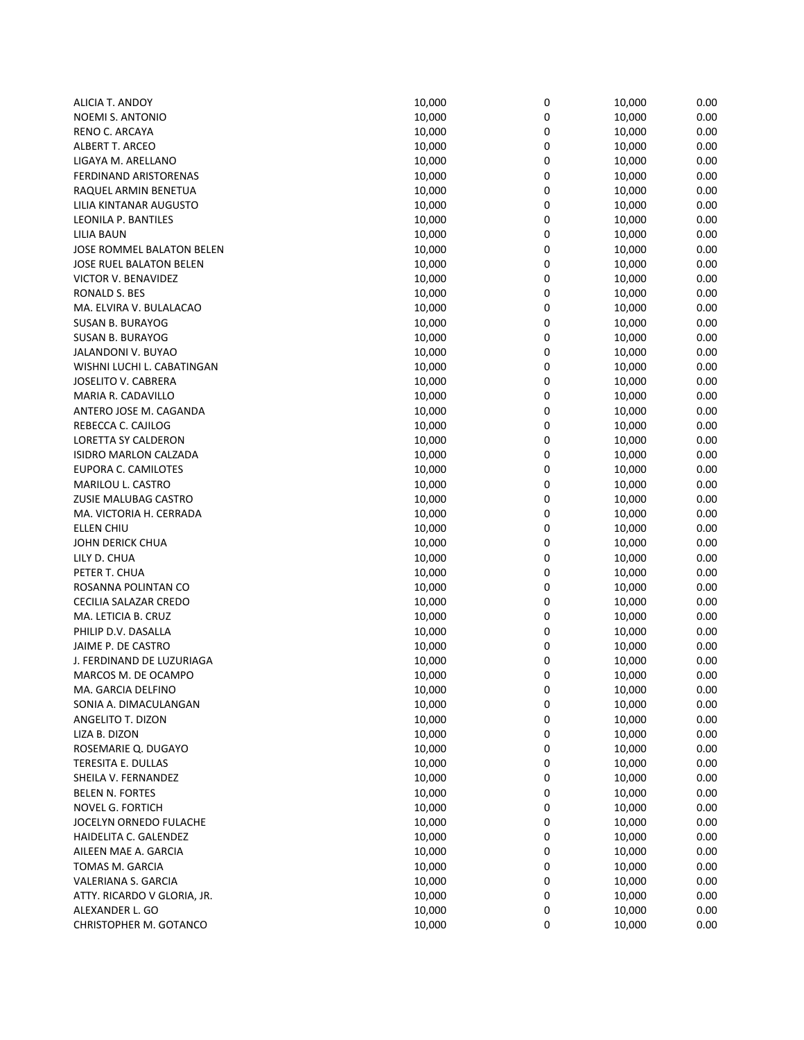| | | | | |
|---|---|---|---|---|
| ALICIA T. ANDOY | 10,000 | 0 | 10,000 | 0.00 |
| NOEMI S. ANTONIO | 10,000 | 0 | 10,000 | 0.00 |
| RENO C. ARCAYA | 10,000 | 0 | 10,000 | 0.00 |
| ALBERT T. ARCEO | 10,000 | 0 | 10,000 | 0.00 |
| LIGAYA M. ARELLANO | 10,000 | 0 | 10,000 | 0.00 |
| FERDINAND ARISTORENAS | 10,000 | 0 | 10,000 | 0.00 |
| RAQUEL ARMIN BENETUA | 10,000 | 0 | 10,000 | 0.00 |
| LILIA KINTANAR AUGUSTO | 10,000 | 0 | 10,000 | 0.00 |
| LEONILA P. BANTILES | 10,000 | 0 | 10,000 | 0.00 |
| LILIA BAUN | 10,000 | 0 | 10,000 | 0.00 |
| JOSE ROMMEL BALATON BELEN | 10,000 | 0 | 10,000 | 0.00 |
| JOSE RUEL BALATON BELEN | 10,000 | 0 | 10,000 | 0.00 |
| VICTOR V. BENAVIDEZ | 10,000 | 0 | 10,000 | 0.00 |
| RONALD S. BES | 10,000 | 0 | 10,000 | 0.00 |
| MA. ELVIRA V. BULALACAO | 10,000 | 0 | 10,000 | 0.00 |
| SUSAN B. BURAYOG | 10,000 | 0 | 10,000 | 0.00 |
| SUSAN B. BURAYOG | 10,000 | 0 | 10,000 | 0.00 |
| JALANDONI V. BUYAO | 10,000 | 0 | 10,000 | 0.00 |
| WISHNI LUCHI L. CABATINGAN | 10,000 | 0 | 10,000 | 0.00 |
| JOSELITO V. CABRERA | 10,000 | 0 | 10,000 | 0.00 |
| MARIA R. CADAVILLO | 10,000 | 0 | 10,000 | 0.00 |
| ANTERO JOSE M. CAGANDA | 10,000 | 0 | 10,000 | 0.00 |
| REBECCA C. CAJILOG | 10,000 | 0 | 10,000 | 0.00 |
| LORETTA SY CALDERON | 10,000 | 0 | 10,000 | 0.00 |
| ISIDRO MARLON CALZADA | 10,000 | 0 | 10,000 | 0.00 |
| EUPORA C. CAMILOTES | 10,000 | 0 | 10,000 | 0.00 |
| MARILOU L. CASTRO | 10,000 | 0 | 10,000 | 0.00 |
| ZUSIE MALUBAG CASTRO | 10,000 | 0 | 10,000 | 0.00 |
| MA. VICTORIA H. CERRADA | 10,000 | 0 | 10,000 | 0.00 |
| ELLEN CHIU | 10,000 | 0 | 10,000 | 0.00 |
| JOHN DERICK CHUA | 10,000 | 0 | 10,000 | 0.00 |
| LILY D. CHUA | 10,000 | 0 | 10,000 | 0.00 |
| PETER T. CHUA | 10,000 | 0 | 10,000 | 0.00 |
| ROSANNA POLINTAN CO | 10,000 | 0 | 10,000 | 0.00 |
| CECILIA SALAZAR CREDO | 10,000 | 0 | 10,000 | 0.00 |
| MA. LETICIA B. CRUZ | 10,000 | 0 | 10,000 | 0.00 |
| PHILIP D.V. DASALLA | 10,000 | 0 | 10,000 | 0.00 |
| JAIME P. DE CASTRO | 10,000 | 0 | 10,000 | 0.00 |
| J. FERDINAND DE LUZURIAGA | 10,000 | 0 | 10,000 | 0.00 |
| MARCOS M. DE OCAMPO | 10,000 | 0 | 10,000 | 0.00 |
| MA. GARCIA DELFINO | 10,000 | 0 | 10,000 | 0.00 |
| SONIA A. DIMACULANGAN | 10,000 | 0 | 10,000 | 0.00 |
| ANGELITO T. DIZON | 10,000 | 0 | 10,000 | 0.00 |
| LIZA B. DIZON | 10,000 | 0 | 10,000 | 0.00 |
| ROSEMARIE Q. DUGAYO | 10,000 | 0 | 10,000 | 0.00 |
| TERESITA E. DULLAS | 10,000 | 0 | 10,000 | 0.00 |
| SHEILA V. FERNANDEZ | 10,000 | 0 | 10,000 | 0.00 |
| BELEN N. FORTES | 10,000 | 0 | 10,000 | 0.00 |
| NOVEL G. FORTICH | 10,000 | 0 | 10,000 | 0.00 |
| JOCELYN ORNEDO FULACHE | 10,000 | 0 | 10,000 | 0.00 |
| HAIDELITA C. GALENDEZ | 10,000 | 0 | 10,000 | 0.00 |
| AILEEN MAE A. GARCIA | 10,000 | 0 | 10,000 | 0.00 |
| TOMAS M. GARCIA | 10,000 | 0 | 10,000 | 0.00 |
| VALERIANA S. GARCIA | 10,000 | 0 | 10,000 | 0.00 |
| ATTY. RICARDO V GLORIA, JR. | 10,000 | 0 | 10,000 | 0.00 |
| ALEXANDER L. GO | 10,000 | 0 | 10,000 | 0.00 |
| CHRISTOPHER M. GOTANCO | 10,000 | 0 | 10,000 | 0.00 |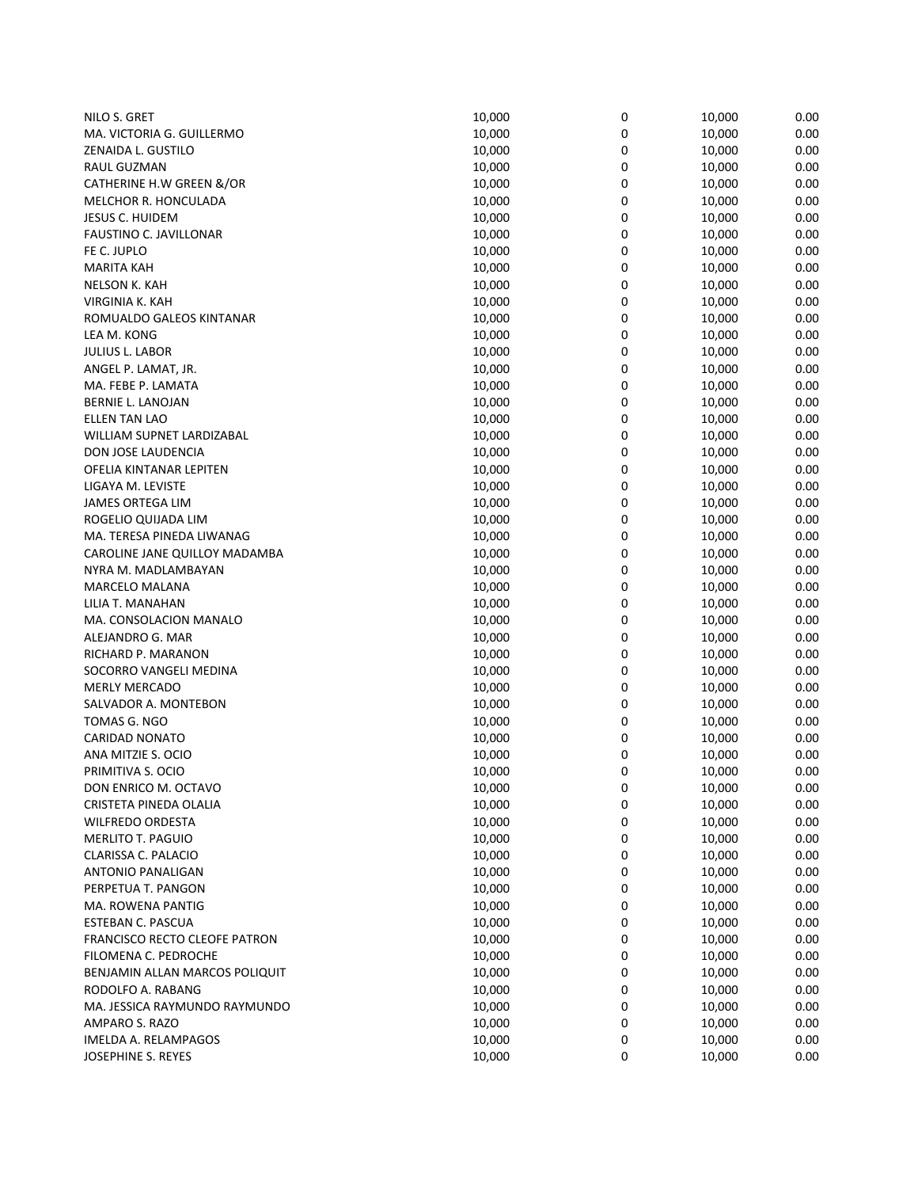| | | | | |
|---|---|---|---|---|
| NILO S. GRET | 10,000 | 0 | 10,000 | 0.00 |
| MA. VICTORIA G. GUILLERMO | 10,000 | 0 | 10,000 | 0.00 |
| ZENAIDA L. GUSTILO | 10,000 | 0 | 10,000 | 0.00 |
| RAUL GUZMAN | 10,000 | 0 | 10,000 | 0.00 |
| CATHERINE H.W GREEN &/OR | 10,000 | 0 | 10,000 | 0.00 |
| MELCHOR R. HONCULADA | 10,000 | 0 | 10,000 | 0.00 |
| JESUS C. HUIDEM | 10,000 | 0 | 10,000 | 0.00 |
| FAUSTINO C. JAVILLONAR | 10,000 | 0 | 10,000 | 0.00 |
| FE C. JUPLO | 10,000 | 0 | 10,000 | 0.00 |
| MARITA KAH | 10,000 | 0 | 10,000 | 0.00 |
| NELSON K. KAH | 10,000 | 0 | 10,000 | 0.00 |
| VIRGINIA K. KAH | 10,000 | 0 | 10,000 | 0.00 |
| ROMUALDO GALEOS KINTANAR | 10,000 | 0 | 10,000 | 0.00 |
| LEA M. KONG | 10,000 | 0 | 10,000 | 0.00 |
| JULIUS L. LABOR | 10,000 | 0 | 10,000 | 0.00 |
| ANGEL P. LAMAT, JR. | 10,000 | 0 | 10,000 | 0.00 |
| MA. FEBE P. LAMATA | 10,000 | 0 | 10,000 | 0.00 |
| BERNIE L. LANOJAN | 10,000 | 0 | 10,000 | 0.00 |
| ELLEN TAN LAO | 10,000 | 0 | 10,000 | 0.00 |
| WILLIAM SUPNET LARDIZABAL | 10,000 | 0 | 10,000 | 0.00 |
| DON JOSE LAUDENCIA | 10,000 | 0 | 10,000 | 0.00 |
| OFELIA KINTANAR LEPITEN | 10,000 | 0 | 10,000 | 0.00 |
| LIGAYA M. LEVISTE | 10,000 | 0 | 10,000 | 0.00 |
| JAMES ORTEGA LIM | 10,000 | 0 | 10,000 | 0.00 |
| ROGELIO QUIJADA LIM | 10,000 | 0 | 10,000 | 0.00 |
| MA. TERESA PINEDA LIWANAG | 10,000 | 0 | 10,000 | 0.00 |
| CAROLINE JANE QUILLOY MADAMBA | 10,000 | 0 | 10,000 | 0.00 |
| NYRA M. MADLAMBAYAN | 10,000 | 0 | 10,000 | 0.00 |
| MARCELO MALANA | 10,000 | 0 | 10,000 | 0.00 |
| LILIA T. MANAHAN | 10,000 | 0 | 10,000 | 0.00 |
| MA. CONSOLACION MANALO | 10,000 | 0 | 10,000 | 0.00 |
| ALEJANDRO G. MAR | 10,000 | 0 | 10,000 | 0.00 |
| RICHARD P. MARANON | 10,000 | 0 | 10,000 | 0.00 |
| SOCORRO VANGELI MEDINA | 10,000 | 0 | 10,000 | 0.00 |
| MERLY MERCADO | 10,000 | 0 | 10,000 | 0.00 |
| SALVADOR A. MONTEBON | 10,000 | 0 | 10,000 | 0.00 |
| TOMAS G. NGO | 10,000 | 0 | 10,000 | 0.00 |
| CARIDAD NONATO | 10,000 | 0 | 10,000 | 0.00 |
| ANA MITZIE S. OCIO | 10,000 | 0 | 10,000 | 0.00 |
| PRIMITIVA S. OCIO | 10,000 | 0 | 10,000 | 0.00 |
| DON ENRICO M. OCTAVO | 10,000 | 0 | 10,000 | 0.00 |
| CRISTETA PINEDA OLALIA | 10,000 | 0 | 10,000 | 0.00 |
| WILFREDO ORDESTA | 10,000 | 0 | 10,000 | 0.00 |
| MERLITO T. PAGUIO | 10,000 | 0 | 10,000 | 0.00 |
| CLARISSA C. PALACIO | 10,000 | 0 | 10,000 | 0.00 |
| ANTONIO PANALIGAN | 10,000 | 0 | 10,000 | 0.00 |
| PERPETUA T. PANGON | 10,000 | 0 | 10,000 | 0.00 |
| MA. ROWENA PANTIG | 10,000 | 0 | 10,000 | 0.00 |
| ESTEBAN C. PASCUA | 10,000 | 0 | 10,000 | 0.00 |
| FRANCISCO RECTO CLEOFE PATRON | 10,000 | 0 | 10,000 | 0.00 |
| FILOMENA C. PEDROCHE | 10,000 | 0 | 10,000 | 0.00 |
| BENJAMIN ALLAN MARCOS POLIQUIT | 10,000 | 0 | 10,000 | 0.00 |
| RODOLFO A. RABANG | 10,000 | 0 | 10,000 | 0.00 |
| MA. JESSICA RAYMUNDO RAYMUNDO | 10,000 | 0 | 10,000 | 0.00 |
| AMPARO S. RAZO | 10,000 | 0 | 10,000 | 0.00 |
| IMELDA A. RELAMPAGOS | 10,000 | 0 | 10,000 | 0.00 |
| JOSEPHINE S. REYES | 10,000 | 0 | 10,000 | 0.00 |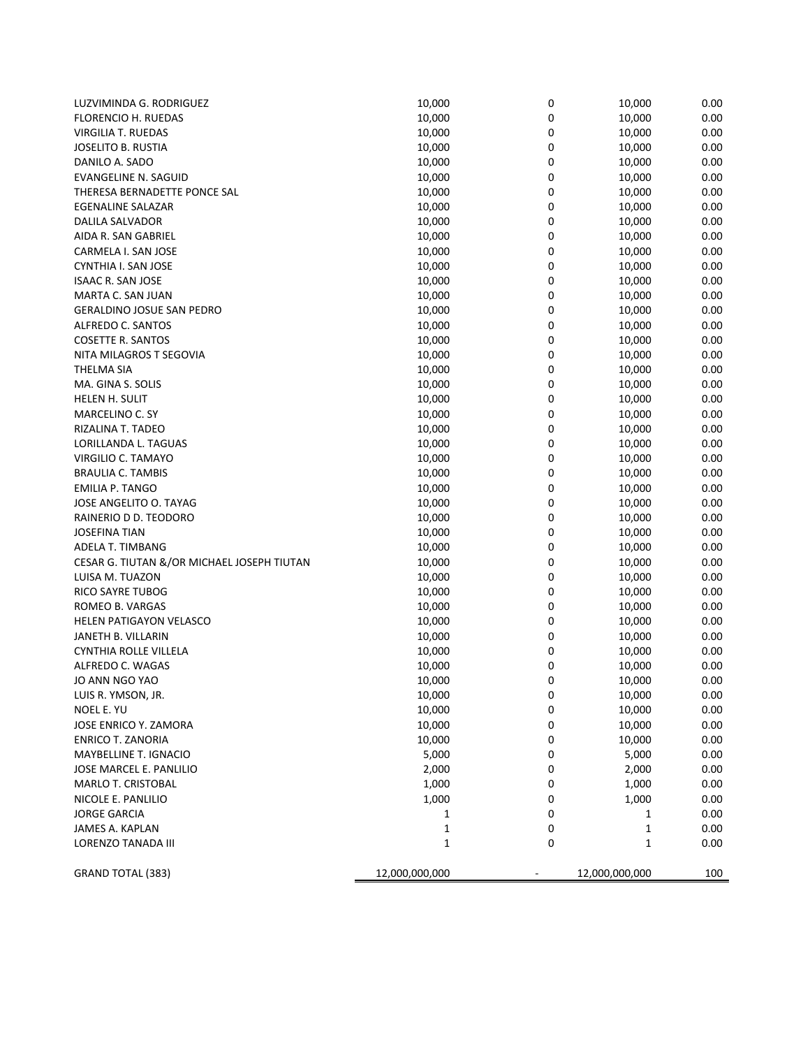| | | | | |
|---|---|---|---|---|
| LUZVIMINDA G. RODRIGUEZ | 10,000 | 0 | 10,000 | 0.00 |
| FLORENCIO H. RUEDAS | 10,000 | 0 | 10,000 | 0.00 |
| VIRGILIA T. RUEDAS | 10,000 | 0 | 10,000 | 0.00 |
| JOSELITO B. RUSTIA | 10,000 | 0 | 10,000 | 0.00 |
| DANILO A. SADO | 10,000 | 0 | 10,000 | 0.00 |
| EVANGELINE N. SAGUID | 10,000 | 0 | 10,000 | 0.00 |
| THERESA BERNADETTE PONCE SAL | 10,000 | 0 | 10,000 | 0.00 |
| EGENALINE SALAZAR | 10,000 | 0 | 10,000 | 0.00 |
| DALILA SALVADOR | 10,000 | 0 | 10,000 | 0.00 |
| AIDA R. SAN GABRIEL | 10,000 | 0 | 10,000 | 0.00 |
| CARMELA I. SAN JOSE | 10,000 | 0 | 10,000 | 0.00 |
| CYNTHIA I. SAN JOSE | 10,000 | 0 | 10,000 | 0.00 |
| ISAAC R. SAN JOSE | 10,000 | 0 | 10,000 | 0.00 |
| MARTA C. SAN JUAN | 10,000 | 0 | 10,000 | 0.00 |
| GERALDINO JOSUE SAN PEDRO | 10,000 | 0 | 10,000 | 0.00 |
| ALFREDO C. SANTOS | 10,000 | 0 | 10,000 | 0.00 |
| COSETTE R. SANTOS | 10,000 | 0 | 10,000 | 0.00 |
| NITA MILAGROS T SEGOVIA | 10,000 | 0 | 10,000 | 0.00 |
| THELMA SIA | 10,000 | 0 | 10,000 | 0.00 |
| MA. GINA S. SOLIS | 10,000 | 0 | 10,000 | 0.00 |
| HELEN H. SULIT | 10,000 | 0 | 10,000 | 0.00 |
| MARCELINO C. SY | 10,000 | 0 | 10,000 | 0.00 |
| RIZALINA T. TADEO | 10,000 | 0 | 10,000 | 0.00 |
| LORILLANDA L. TAGUAS | 10,000 | 0 | 10,000 | 0.00 |
| VIRGILIO C. TAMAYO | 10,000 | 0 | 10,000 | 0.00 |
| BRAULIA C. TAMBIS | 10,000 | 0 | 10,000 | 0.00 |
| EMILIA P. TANGO | 10,000 | 0 | 10,000 | 0.00 |
| JOSE ANGELITO O. TAYAG | 10,000 | 0 | 10,000 | 0.00 |
| RAINERIO D D. TEODORO | 10,000 | 0 | 10,000 | 0.00 |
| JOSEFINA TIAN | 10,000 | 0 | 10,000 | 0.00 |
| ADELA T. TIMBANG | 10,000 | 0 | 10,000 | 0.00 |
| CESAR G. TIUTAN &/OR MICHAEL JOSEPH TIUTAN | 10,000 | 0 | 10,000 | 0.00 |
| LUISA M. TUAZON | 10,000 | 0 | 10,000 | 0.00 |
| RICO SAYRE TUBOG | 10,000 | 0 | 10,000 | 0.00 |
| ROMEO B. VARGAS | 10,000 | 0 | 10,000 | 0.00 |
| HELEN PATIGAYON VELASCO | 10,000 | 0 | 10,000 | 0.00 |
| JANETH B. VILLARIN | 10,000 | 0 | 10,000 | 0.00 |
| CYNTHIA ROLLE VILLELA | 10,000 | 0 | 10,000 | 0.00 |
| ALFREDO C. WAGAS | 10,000 | 0 | 10,000 | 0.00 |
| JO ANN NGO YAO | 10,000 | 0 | 10,000 | 0.00 |
| LUIS R. YMSON, JR. | 10,000 | 0 | 10,000 | 0.00 |
| NOEL E. YU | 10,000 | 0 | 10,000 | 0.00 |
| JOSE ENRICO Y. ZAMORA | 10,000 | 0 | 10,000 | 0.00 |
| ENRICO T. ZANORIA | 10,000 | 0 | 10,000 | 0.00 |
| MAYBELLINE T. IGNACIO | 5,000 | 0 | 5,000 | 0.00 |
| JOSE MARCEL E. PANLILIO | 2,000 | 0 | 2,000 | 0.00 |
| MARLO T. CRISTOBAL | 1,000 | 0 | 1,000 | 0.00 |
| NICOLE E. PANLILIO | 1,000 | 0 | 1,000 | 0.00 |
| JORGE GARCIA | 1 | 0 | 1 | 0.00 |
| JAMES A. KAPLAN | 1 | 0 | 1 | 0.00 |
| LORENZO TANADA III | 1 | 0 | 1 | 0.00 |
| GRAND TOTAL (383) | 12,000,000,000 | - | 12,000,000,000 | 100 |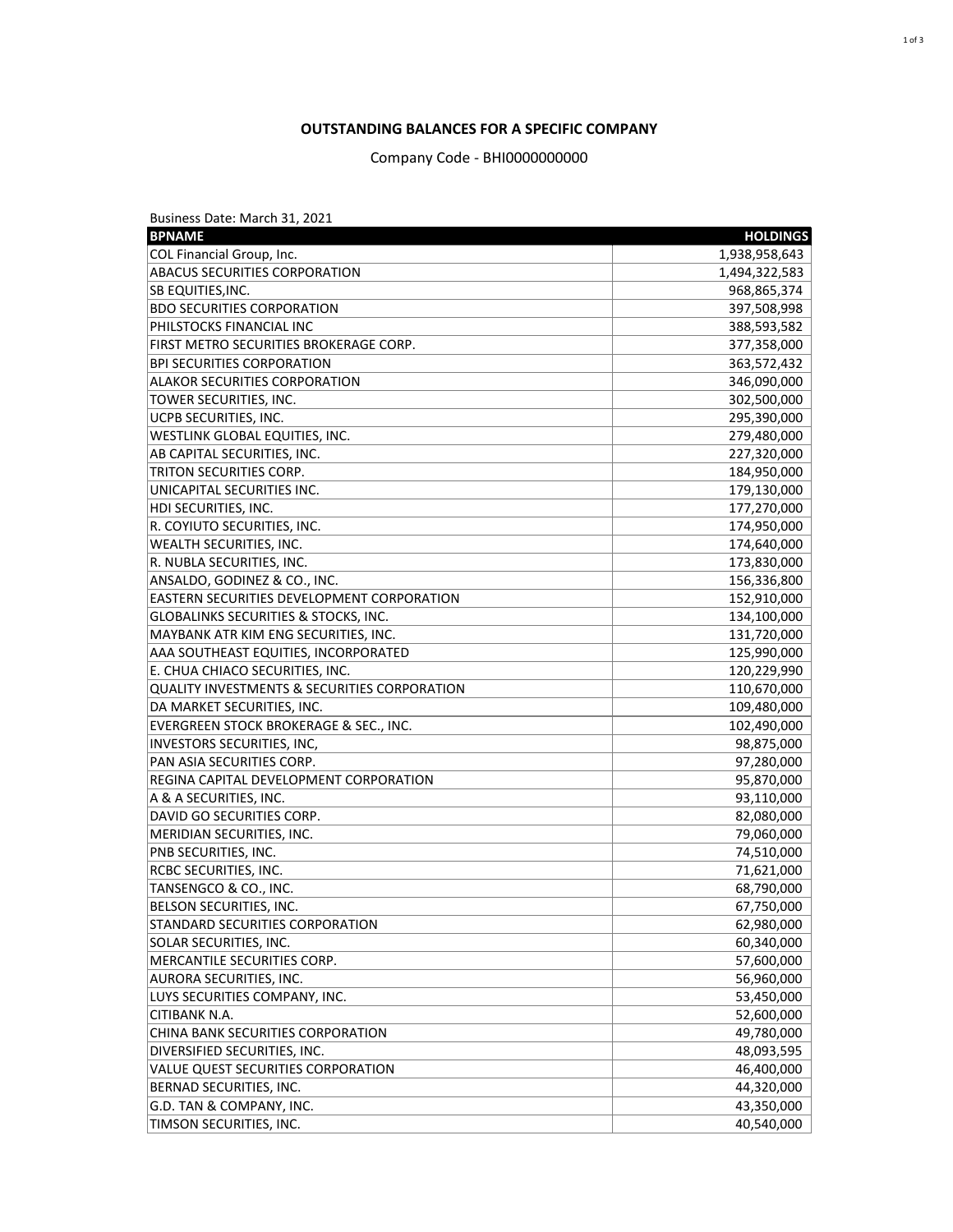# OUTSTANDING BALANCES FOR A SPECIFIC COMPANY

Company Code - BHI0000000000

Business Date: March 31, 2021

| BPNAME | HOLDINGS |
|---|---|
| COL Financial Group, Inc. | 1,938,958,643 |
| ABACUS SECURITIES CORPORATION | 1,494,322,583 |
| SB EQUITIES,INC. | 968,865,374 |
| BDO SECURITIES CORPORATION | 397,508,998 |
| PHILSTOCKS FINANCIAL INC | 388,593,582 |
| FIRST METRO SECURITIES BROKERAGE CORP. | 377,358,000 |
| BPI SECURITIES CORPORATION | 363,572,432 |
| ALAKOR SECURITIES CORPORATION | 346,090,000 |
| TOWER SECURITIES, INC. | 302,500,000 |
| UCPB SECURITIES, INC. | 295,390,000 |
| WESTLINK GLOBAL EQUITIES, INC. | 279,480,000 |
| AB CAPITAL SECURITIES, INC. | 227,320,000 |
| TRITON SECURITIES CORP. | 184,950,000 |
| UNICAPITAL SECURITIES INC. | 179,130,000 |
| HDI SECURITIES, INC. | 177,270,000 |
| R. COYIUTO SECURITIES, INC. | 174,950,000 |
| WEALTH SECURITIES, INC. | 174,640,000 |
| R. NUBLA SECURITIES, INC. | 173,830,000 |
| ANSALDO, GODINEZ & CO., INC. | 156,336,800 |
| EASTERN SECURITIES DEVELOPMENT CORPORATION | 152,910,000 |
| GLOBALINKS SECURITIES & STOCKS, INC. | 134,100,000 |
| MAYBANK ATR KIM ENG SECURITIES, INC. | 131,720,000 |
| AAA SOUTHEAST EQUITIES, INCORPORATED | 125,990,000 |
| E. CHUA CHIACO SECURITIES, INC. | 120,229,990 |
| QUALITY INVESTMENTS & SECURITIES CORPORATION | 110,670,000 |
| DA MARKET SECURITIES, INC. | 109,480,000 |
| EVERGREEN STOCK BROKERAGE & SEC., INC. | 102,490,000 |
| INVESTORS SECURITIES, INC, | 98,875,000 |
| PAN ASIA SECURITIES CORP. | 97,280,000 |
| REGINA CAPITAL DEVELOPMENT CORPORATION | 95,870,000 |
| A & A SECURITIES, INC. | 93,110,000 |
| DAVID GO SECURITIES CORP. | 82,080,000 |
| MERIDIAN SECURITIES, INC. | 79,060,000 |
| PNB SECURITIES, INC. | 74,510,000 |
| RCBC SECURITIES, INC. | 71,621,000 |
| TANSENGCO & CO., INC. | 68,790,000 |
| BELSON SECURITIES, INC. | 67,750,000 |
| STANDARD SECURITIES CORPORATION | 62,980,000 |
| SOLAR SECURITIES, INC. | 60,340,000 |
| MERCANTILE SECURITIES CORP. | 57,600,000 |
| AURORA SECURITIES, INC. | 56,960,000 |
| LUYS SECURITIES COMPANY, INC. | 53,450,000 |
| CITIBANK N.A. | 52,600,000 |
| CHINA BANK SECURITIES CORPORATION | 49,780,000 |
| DIVERSIFIED SECURITIES, INC. | 48,093,595 |
| VALUE QUEST SECURITIES CORPORATION | 46,400,000 |
| BERNAD SECURITIES, INC. | 44,320,000 |
| G.D. TAN & COMPANY, INC. | 43,350,000 |
| TIMSON SECURITIES, INC. | 40,540,000 |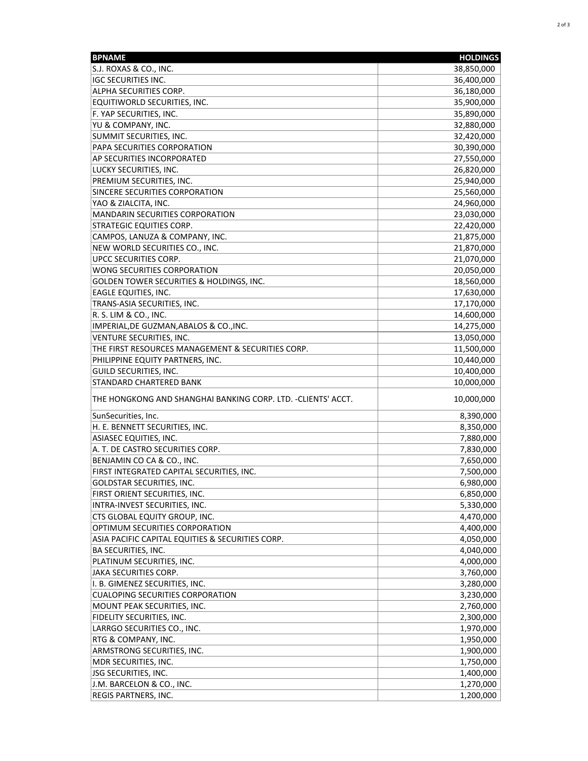| BPNAME | HOLDINGS |
| --- | ---: |
| S.J. ROXAS & CO., INC. | 38,850,000 |
| IGC SECURITIES INC. | 36,400,000 |
| ALPHA SECURITIES CORP. | 36,180,000 |
| EQUITIWORLD SECURITIES, INC. | 35,900,000 |
| F. YAP SECURITIES, INC. | 35,890,000 |
| YU & COMPANY, INC. | 32,880,000 |
| SUMMIT SECURITIES, INC. | 32,420,000 |
| PAPA SECURITIES CORPORATION | 30,390,000 |
| AP SECURITIES INCORPORATED | 27,550,000 |
| LUCKY SECURITIES, INC. | 26,820,000 |
| PREMIUM SECURITIES, INC. | 25,940,000 |
| SINCERE SECURITIES CORPORATION | 25,560,000 |
| YAO & ZIALCITA, INC. | 24,960,000 |
| MANDARIN SECURITIES CORPORATION | 23,030,000 |
| STRATEGIC EQUITIES CORP. | 22,420,000 |
| CAMPOS, LANUZA & COMPANY, INC. | 21,875,000 |
| NEW WORLD SECURITIES CO., INC. | 21,870,000 |
| UPCC SECURITIES CORP. | 21,070,000 |
| WONG SECURITIES CORPORATION | 20,050,000 |
| GOLDEN TOWER SECURITIES & HOLDINGS, INC. | 18,560,000 |
| EAGLE EQUITIES, INC. | 17,630,000 |
| TRANS-ASIA SECURITIES, INC. | 17,170,000 |
| R. S. LIM & CO., INC. | 14,600,000 |
| IMPERIAL,DE GUZMAN,ABALOS & CO.,INC. | 14,275,000 |
| VENTURE SECURITIES, INC. | 13,050,000 |
| THE FIRST RESOURCES MANAGEMENT & SECURITIES CORP. | 11,500,000 |
| PHILIPPINE EQUITY PARTNERS, INC. | 10,440,000 |
| GUILD SECURITIES, INC. | 10,400,000 |
| STANDARD CHARTERED BANK | 10,000,000 |
| THE HONGKONG AND SHANGHAI BANKING CORP. LTD. -CLIENTS' ACCT. | 10,000,000 |
| SunSecurities, Inc. | 8,390,000 |
| H. E. BENNETT SECURITIES, INC. | 8,350,000 |
| ASIASEC EQUITIES, INC. | 7,880,000 |
| A. T. DE CASTRO SECURITIES CORP. | 7,830,000 |
| BENJAMIN CO CA & CO., INC. | 7,650,000 |
| FIRST INTEGRATED CAPITAL SECURITIES, INC. | 7,500,000 |
| GOLDSTAR SECURITIES, INC. | 6,980,000 |
| FIRST ORIENT SECURITIES, INC. | 6,850,000 |
| INTRA-INVEST SECURITIES, INC. | 5,330,000 |
| CTS GLOBAL EQUITY GROUP, INC. | 4,470,000 |
| OPTIMUM SECURITIES CORPORATION | 4,400,000 |
| ASIA PACIFIC CAPITAL EQUITIES & SECURITIES CORP. | 4,050,000 |
| BA SECURITIES, INC. | 4,040,000 |
| PLATINUM SECURITIES, INC. | 4,000,000 |
| JAKA SECURITIES CORP. | 3,760,000 |
| I. B. GIMENEZ SECURITIES, INC. | 3,280,000 |
| CUALOPING SECURITIES CORPORATION | 3,230,000 |
| MOUNT PEAK SECURITIES, INC. | 2,760,000 |
| FIDELITY SECURITIES, INC. | 2,300,000 |
| LARRGO SECURITIES CO., INC. | 1,970,000 |
| RTG & COMPANY, INC. | 1,950,000 |
| ARMSTRONG SECURITIES, INC. | 1,900,000 |
| MDR SECURITIES, INC. | 1,750,000 |
| JSG SECURITIES, INC. | 1,400,000 |
| J.M. BARCELON & CO., INC. | 1,270,000 |
| REGIS PARTNERS, INC. | 1,200,000 |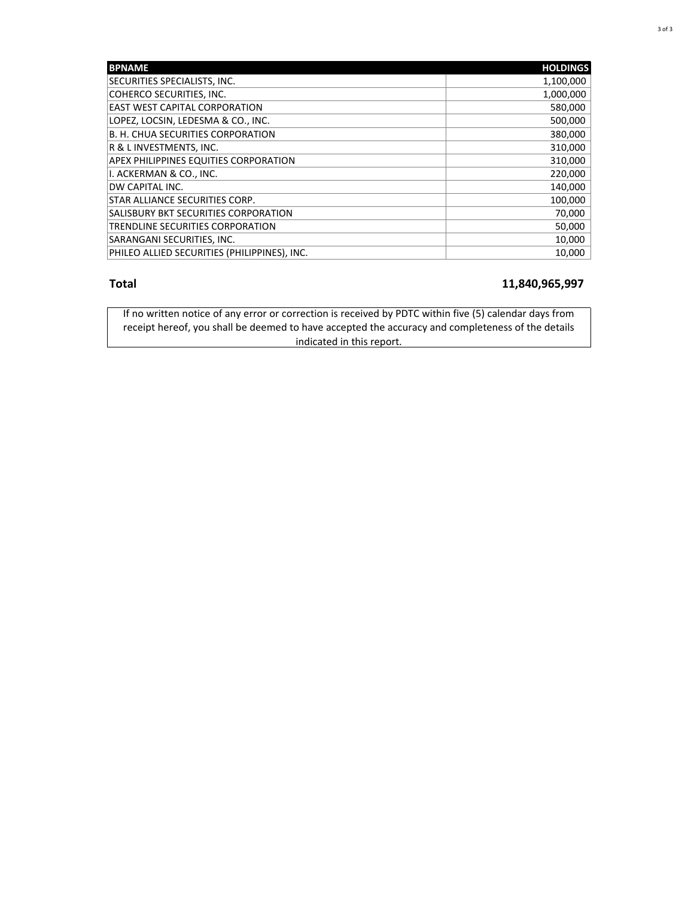| BPNAME | HOLDINGS |
|---|---|
| SECURITIES SPECIALISTS, INC. | 1,100,000 |
| COHERCO SECURITIES, INC. | 1,000,000 |
| EAST WEST CAPITAL CORPORATION | 580,000 |
| LOPEZ, LOCSIN, LEDESMA & CO., INC. | 500,000 |
| B. H. CHUA SECURITIES CORPORATION | 380,000 |
| R & L INVESTMENTS, INC. | 310,000 |
| APEX PHILIPPINES EQUITIES CORPORATION | 310,000 |
| I. ACKERMAN & CO., INC. | 220,000 |
| DW CAPITAL INC. | 140,000 |
| STAR ALLIANCE SECURITIES CORP. | 100,000 |
| SALISBURY BKT SECURITIES CORPORATION | 70,000 |
| TRENDLINE SECURITIES CORPORATION | 50,000 |
| SARANGANI SECURITIES, INC. | 10,000 |
| PHILEO ALLIED SECURITIES (PHILIPPINES), INC. | 10,000 |

**Total** **11,840,965,997**

If no written notice of any error or correction is received by PDTC within five (5) calendar days from receipt hereof, you shall be deemed to have accepted the accuracy and completeness of the details indicated in this report.